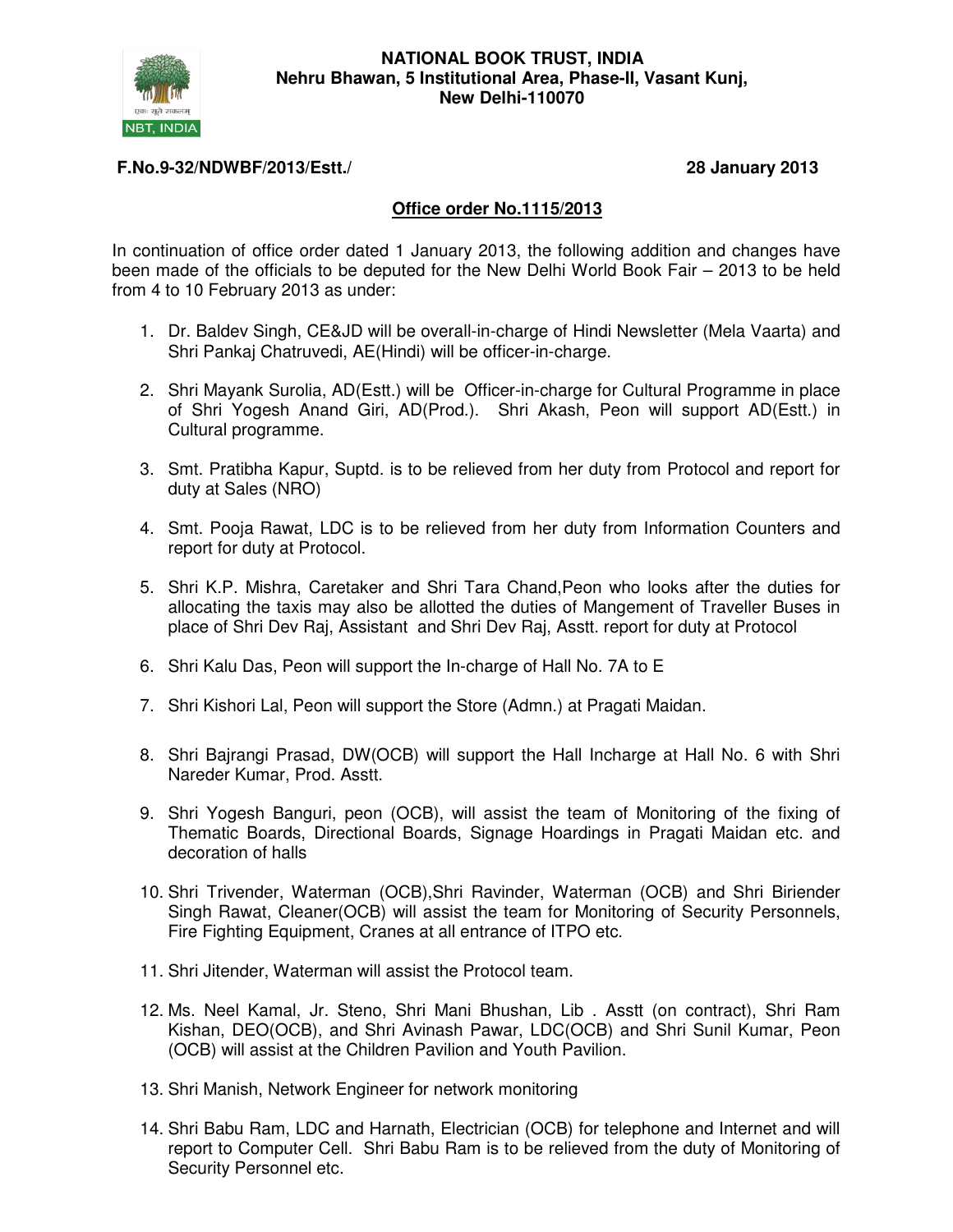**NATIONAL BOOK TRUST, INDIA**
**Nehru Bhawan, 5 Institutional Area, Phase-II, Vasant Kunj,**
**New Delhi-110070**

**F.No.9-32/NDWBF/2013/Estt./** **28 January 2013**

**Office order No.1115/2013**

In continuation of office order dated 1 January 2013, the following addition and changes have been made of the officials to be deputed for the New Delhi World Book Fair – 2013 to be held from 4 to 10 February 2013 as under:

1. Dr. Baldev Singh, CE&JD will be overall-in-charge of Hindi Newsletter (Mela Vaarta) and Shri Pankaj Chatruvedi, AE(Hindi) will be officer-in-charge.

2. Shri Mayank Surolia, AD(Estt.) will be Officer-in-charge for Cultural Programme in place of Shri Yogesh Anand Giri, AD(Prod.). Shri Akash, Peon will support AD(Estt.) in Cultural programme.

3. Smt. Pratibha Kapur, Suptd. is to be relieved from her duty from Protocol and report for duty at Sales (NRO)

4. Smt. Pooja Rawat, LDC is to be relieved from her duty from Information Counters and report for duty at Protocol.

5. Shri K.P. Mishra, Caretaker and Shri Tara Chand,Peon who looks after the duties for allocating the taxis may also be allotted the duties of Mangement of Traveller Buses in place of Shri Dev Raj, Assistant and Shri Dev Raj, Asstt. report for duty at Protocol

6. Shri Kalu Das, Peon will support the In-charge of Hall No. 7A to E

7. Shri Kishori Lal, Peon will support the Store (Admn.) at Pragati Maidan.

8. Shri Bajrangi Prasad, DW(OCB) will support the Hall Incharge at Hall No. 6 with Shri Nareder Kumar, Prod. Asstt.

9. Shri Yogesh Banguri, peon (OCB), will assist the team of Monitoring of the fixing of Thematic Boards, Directional Boards, Signage Hoardings in Pragati Maidan etc. and decoration of halls

10. Shri Trivender, Waterman (OCB),Shri Ravinder, Waterman (OCB) and Shri Biriender Singh Rawat, Cleaner(OCB) will assist the team for Monitoring of Security Personnels, Fire Fighting Equipment, Cranes at all entrance of ITPO etc.

11. Shri Jitender, Waterman will assist the Protocol team.

12. Ms. Neel Kamal, Jr. Steno, Shri Mani Bhushan, Lib . Asstt (on contract), Shri Ram Kishan, DEO(OCB), and Shri Avinash Pawar, LDC(OCB) and Shri Sunil Kumar, Peon (OCB) will assist at the Children Pavilion and Youth Pavilion.

13. Shri Manish, Network Engineer for network monitoring

14. Shri Babu Ram, LDC and Harnath, Electrician (OCB) for telephone and Internet and will report to Computer Cell. Shri Babu Ram is to be relieved from the duty of Monitoring of Security Personnel etc.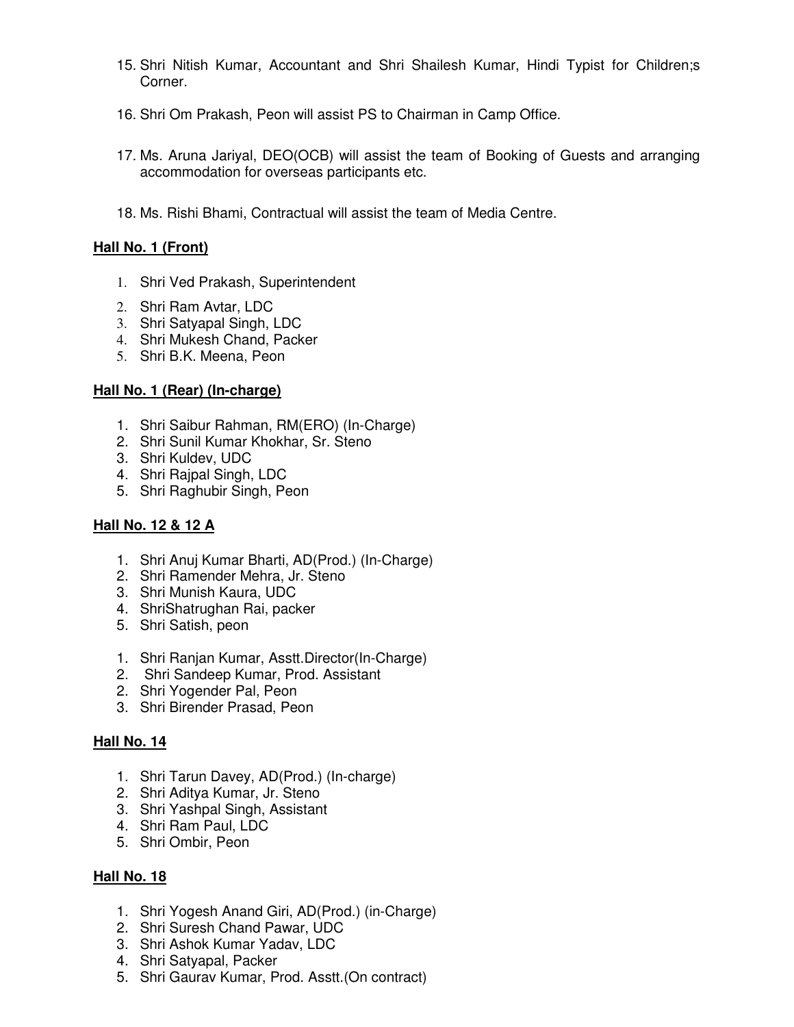15. Shri Nitish Kumar, Accountant and Shri Shailesh Kumar, Hindi Typist for Children;s Corner.

16. Shri Om Prakash, Peon will assist PS to Chairman in Camp Office.

17. Ms. Aruna Jariyal, DEO(OCB) will assist the team of Booking of Guests and arranging accommodation for overseas participants etc.

18. Ms. Rishi Bhami, Contractual will assist the team of Media Centre.

**Hall No. 1 (Front)**

1. Shri Ved Prakash, Superintendent
2. Shri Ram Avtar, LDC
3. Shri Satyapal Singh, LDC
4. Shri Mukesh Chand, Packer
5. Shri B.K. Meena, Peon

**Hall No. 1 (Rear) (In-charge)**

1. Shri Saibur Rahman, RM(ERO) (In-Charge)
2. Shri Sunil Kumar Khokhar, Sr. Steno
3. Shri Kuldev, UDC
4. Shri Rajpal Singh, LDC
5. Shri Raghubir Singh, Peon

**Hall No. 12 & 12 A**

1. Shri Anuj Kumar Bharti, AD(Prod.) (In-Charge)
2. Shri Ramender Mehra, Jr. Steno
3. Shri Munish Kaura, UDC
4. ShriShatrughan Rai, packer
5. Shri Satish, peon

1. Shri Ranjan Kumar, Asstt.Director(In-Charge)
2. Shri Sandeep Kumar, Prod. Assistant
2. Shri Yogender Pal, Peon
3. Shri Birender Prasad, Peon

**Hall No. 14**

1. Shri Tarun Davey, AD(Prod.) (In-charge)
2. Shri Aditya Kumar, Jr. Steno
3. Shri Yashpal Singh, Assistant
4. Shri Ram Paul, LDC
5. Shri Ombir, Peon

**Hall No. 18**

1. Shri Yogesh Anand Giri, AD(Prod.) (in-Charge)
2. Shri Suresh Chand Pawar, UDC
3. Shri Ashok Kumar Yadav, LDC
4. Shri Satyapal, Packer
5. Shri Gaurav Kumar, Prod. Asstt.(On contract)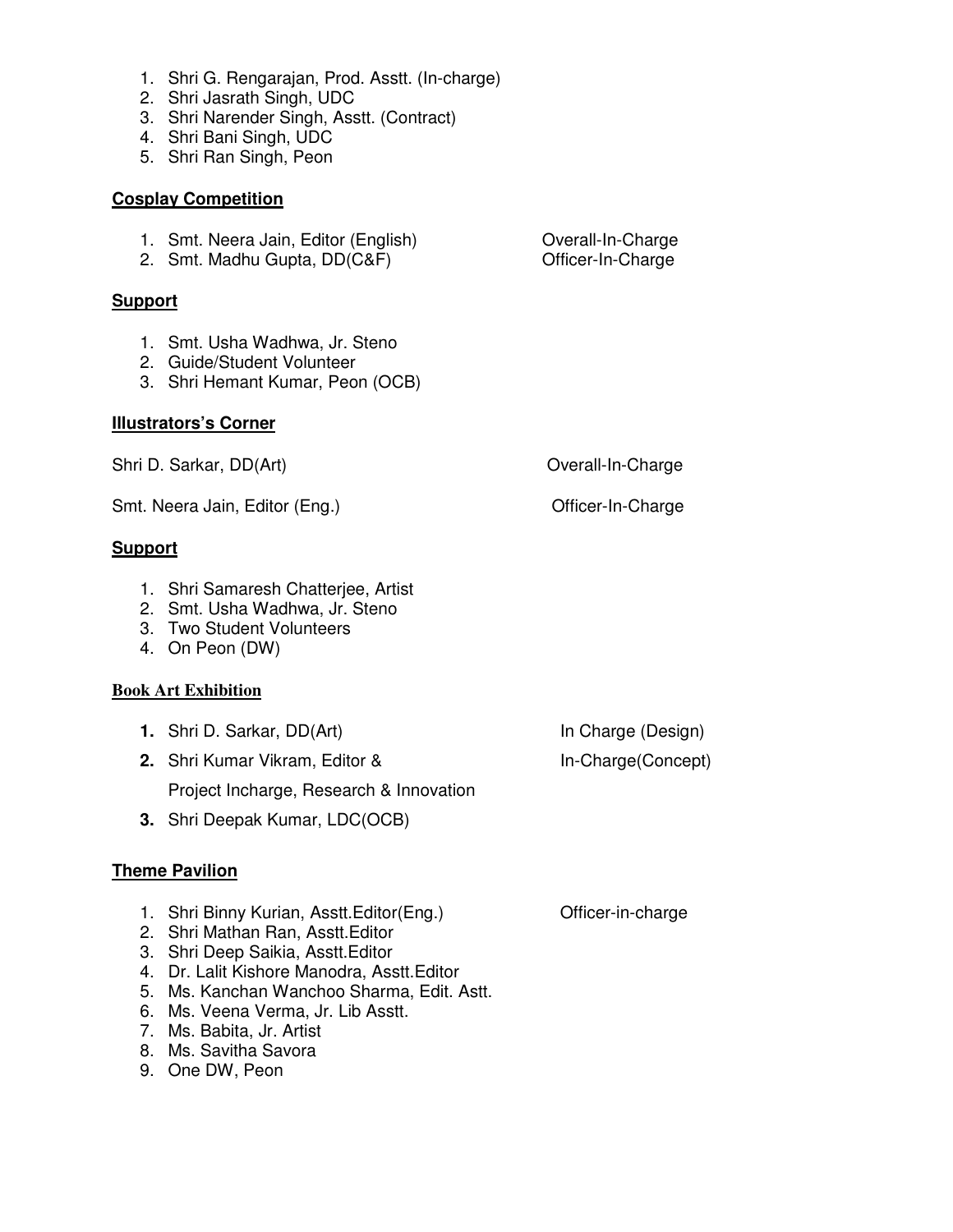1. Shri G. Rengarajan, Prod. Asstt. (In-charge)
2. Shri Jasrath Singh, UDC
3. Shri Narender Singh, Asstt. (Contract)
4. Shri Bani Singh, UDC
5. Shri Ran Singh, Peon

**Cosplay Competition**

1. Smt. Neera Jain, Editor (English) — Overall-In-Charge
2. Smt. Madhu Gupta, DD(C&F) — Officer-In-Charge

**Support**

1. Smt. Usha Wadhwa, Jr. Steno
2. Guide/Student Volunteer
3. Shri Hemant Kumar, Peon (OCB)

**Illustrators's Corner**

Shri D. Sarkar, DD(Art) — Overall-In-Charge

Smt. Neera Jain, Editor (Eng.) — Officer-In-Charge

**Support**

1. Shri Samaresh Chatterjee, Artist
2. Smt. Usha Wadhwa, Jr. Steno
3. Two Student Volunteers
4. On Peon (DW)

**Book Art Exhibition**

1. Shri D. Sarkar, DD(Art) — In Charge (Design)
2. Shri Kumar Vikram, Editor & Project Incharge, Research & Innovation — In-Charge(Concept)
3. Shri Deepak Kumar, LDC(OCB)

**Theme Pavilion**

1. Shri Binny Kurian, Asstt.Editor(Eng.) — Officer-in-charge
2. Shri Mathan Ran, Asstt.Editor
3. Shri Deep Saikia, Asstt.Editor
4. Dr. Lalit Kishore Manodra, Asstt.Editor
5. Ms. Kanchan Wanchoo Sharma, Edit. Astt.
6. Ms. Veena Verma, Jr. Lib Asstt.
7. Ms. Babita, Jr. Artist
8. Ms. Savitha Savora
9. One DW, Peon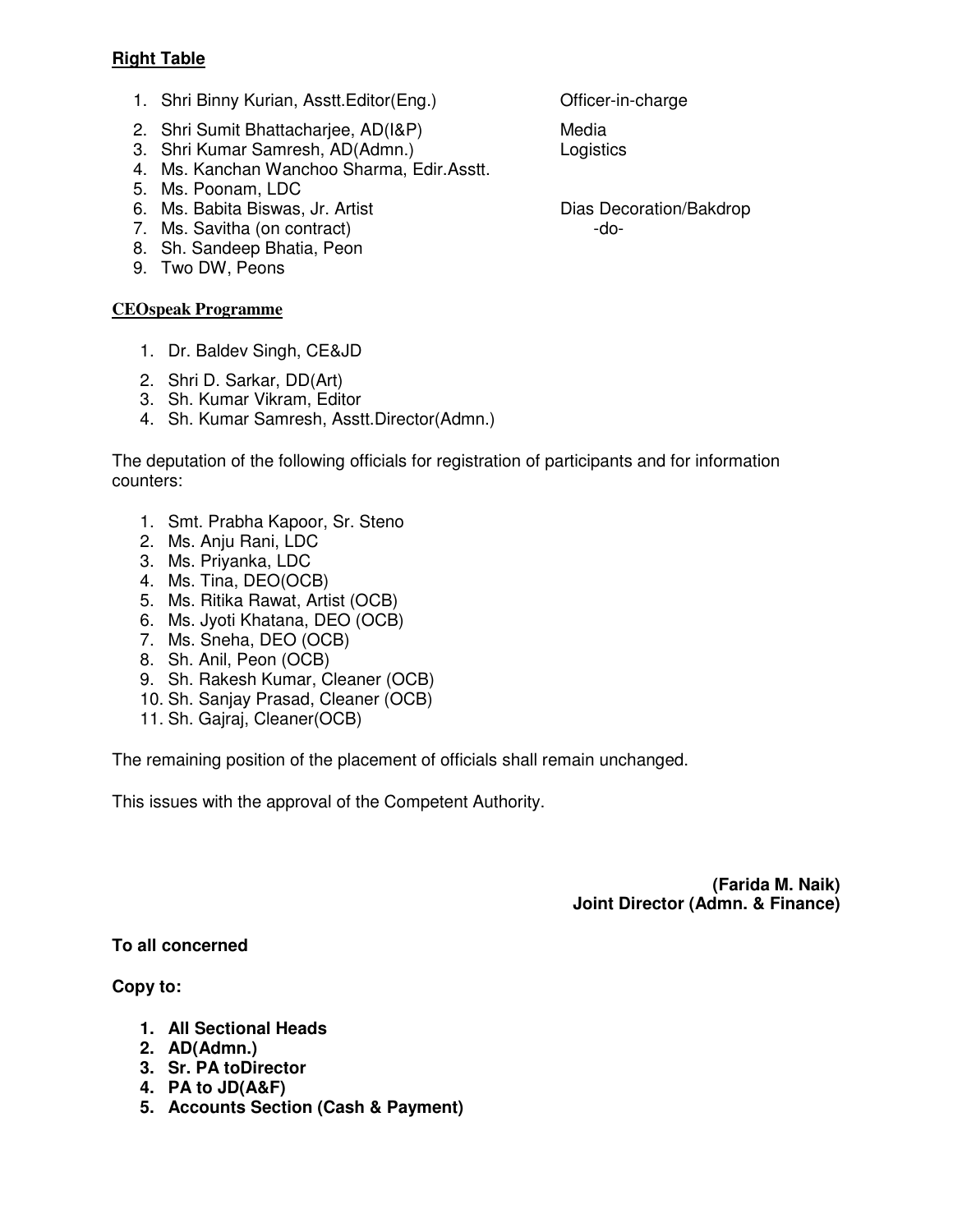**Right Table**

| | |
|---|---|
| 1. Shri Binny Kurian, Asstt.Editor(Eng.) | Officer-in-charge |
| 2. Shri Sumit Bhattacharjee, AD(I&P) | Media |
| 3. Shri Kumar Samresh, AD(Admn.) | Logistics |
| 4. Ms. Kanchan Wanchoo Sharma, Edir.Asstt. | |
| 5. Ms. Poonam, LDC | |
| 6. Ms. Babita Biswas, Jr. Artist | Dias Decoration/Bakdrop |
| 7. Ms. Savitha (on contract) | -do- |
| 8. Sh. Sandeep Bhatia, Peon | |
| 9. Two DW, Peons | |

**CEOspeak Programme**

1. Dr. Baldev Singh, CE&JD
2. Shri D. Sarkar, DD(Art)
3. Sh. Kumar Vikram, Editor
4. Sh. Kumar Samresh, Asstt.Director(Admn.)

The deputation of the following officials for registration of participants and for information counters:

1. Smt. Prabha Kapoor, Sr. Steno
2. Ms. Anju Rani, LDC
3. Ms. Priyanka, LDC
4. Ms. Tina, DEO(OCB)
5. Ms. Ritika Rawat, Artist (OCB)
6. Ms. Jyoti Khatana, DEO (OCB)
7. Ms. Sneha, DEO (OCB)
8. Sh. Anil, Peon (OCB)
9. Sh. Rakesh Kumar, Cleaner (OCB)
10. Sh. Sanjay Prasad, Cleaner (OCB)
11. Sh. Gajraj, Cleaner(OCB)

The remaining position of the placement of officials shall remain unchanged.

This issues with the approval of the Competent Authority.

**(Farida M. Naik)**
**Joint Director (Admn. & Finance)**

**To all concerned**

**Copy to:**

1. **All Sectional Heads**
2. **AD(Admn.)**
3. **Sr. PA toDirector**
4. **PA to JD(A&F)**
5. **Accounts Section (Cash & Payment)**